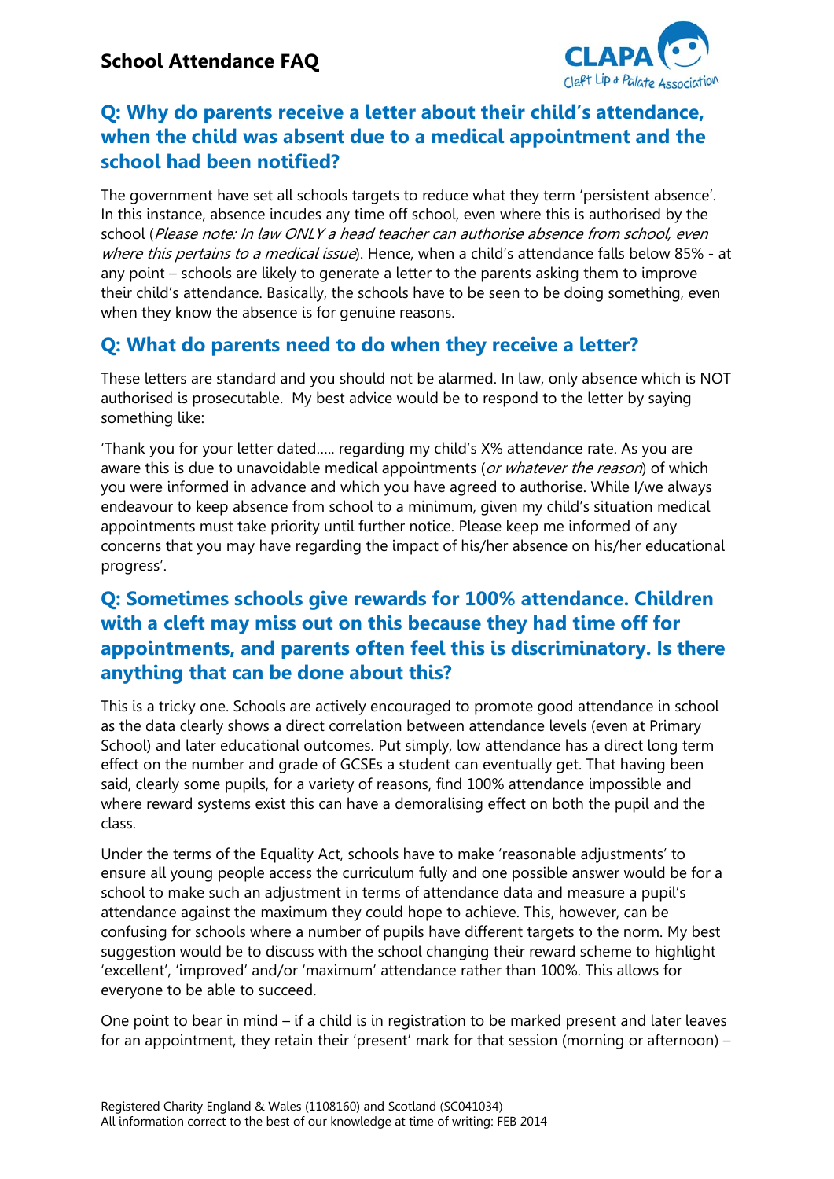# School Attendance FAQ

## Q: Why do parents receive a letter about their child's attendance, when the child was absent due to a medical appointment and the school had been notified?

The government have set all schools targets to reduce what they term 'persistent absence'. In this instance, absence incudes any time off school, even where this is authorised by the school (*Please note: In law ONLY a head teacher can authorise absence from school, even where this pertains to a medical issue*). Hence, when a child's attendance falls below 85% - at any point – schools are likely to generate a letter to the parents asking them to improve their child's attendance. Basically, the schools have to be seen to be doing something, even when they know the absence is for genuine reasons.

## Q: What do parents need to do when they receive a letter?

These letters are standard and you should not be alarmed. In law, only absence which is NOT authorised is prosecutable. My best advice would be to respond to the letter by saying something like:

'Thank you for your letter dated….. regarding my child's X% attendance rate. As you are aware this is due to unavoidable medical appointments (*or whatever the reason*) of which you were informed in advance and which you have agreed to authorise. While I/we always endeavour to keep absence from school to a minimum, given my child's situation medical appointments must take priority until further notice. Please keep me informed of any concerns that you may have regarding the impact of his/her absence on his/her educational progress'.

## Q: Sometimes schools give rewards for 100% attendance. Children with a cleft may miss out on this because they had time off for appointments, and parents often feel this is discriminatory. Is there anything that can be done about this?

This is a tricky one. Schools are actively encouraged to promote good attendance in school as the data clearly shows a direct correlation between attendance levels (even at Primary School) and later educational outcomes. Put simply, low attendance has a direct long term effect on the number and grade of GCSEs a student can eventually get. That having been said, clearly some pupils, for a variety of reasons, find 100% attendance impossible and where reward systems exist this can have a demoralising effect on both the pupil and the class.

Under the terms of the Equality Act, schools have to make 'reasonable adjustments' to ensure all young people access the curriculum fully and one possible answer would be for a school to make such an adjustment in terms of attendance data and measure a pupil's attendance against the maximum they could hope to achieve. This, however, can be confusing for schools where a number of pupils have different targets to the norm. My best suggestion would be to discuss with the school changing their reward scheme to highlight 'excellent', 'improved' and/or 'maximum' attendance rather than 100%. This allows for everyone to be able to succeed.

One point to bear in mind – if a child is in registration to be marked present and later leaves for an appointment, they retain their 'present' mark for that session (morning or afternoon) –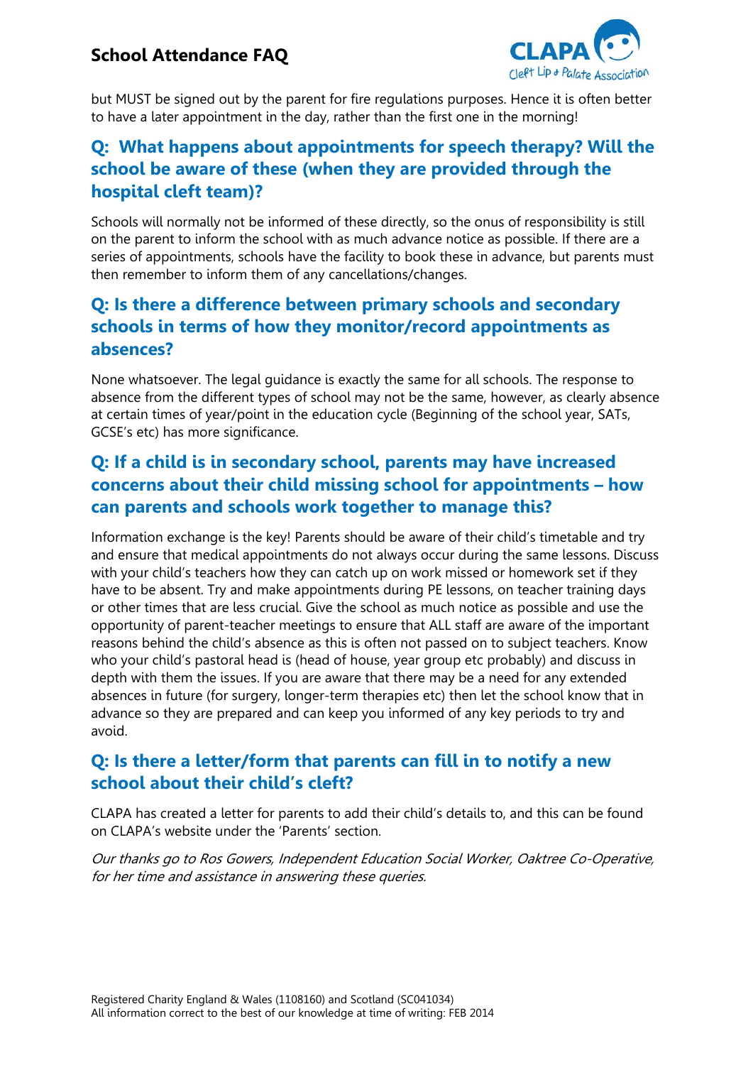but MUST be signed out by the parent for fire regulations purposes. Hence it is often better to have a later appointment in the day, rather than the first one in the morning!

## Q: What happens about appointments for speech therapy? Will the school be aware of these (when they are provided through the hospital cleft team)?

Schools will normally not be informed of these directly, so the onus of responsibility is still on the parent to inform the school with as much advance notice as possible. If there are a series of appointments, schools have the facility to book these in advance, but parents must then remember to inform them of any cancellations/changes.

## Q: Is there a difference between primary schools and secondary schools in terms of how they monitor/record appointments as absences?

None whatsoever. The legal guidance is exactly the same for all schools. The response to absence from the different types of school may not be the same, however, as clearly absence at certain times of year/point in the education cycle (Beginning of the school year, SATs, GCSE's etc) has more significance.

## Q: If a child is in secondary school, parents may have increased concerns about their child missing school for appointments – how can parents and schools work together to manage this?

Information exchange is the key! Parents should be aware of their child's timetable and try and ensure that medical appointments do not always occur during the same lessons. Discuss with your child's teachers how they can catch up on work missed or homework set if they have to be absent. Try and make appointments during PE lessons, on teacher training days or other times that are less crucial. Give the school as much notice as possible and use the opportunity of parent-teacher meetings to ensure that ALL staff are aware of the important reasons behind the child's absence as this is often not passed on to subject teachers. Know who your child's pastoral head is (head of house, year group etc probably) and discuss in depth with them the issues. If you are aware that there may be a need for any extended absences in future (for surgery, longer-term therapies etc) then let the school know that in advance so they are prepared and can keep you informed of any key periods to try and avoid.

## Q: Is there a letter/form that parents can fill in to notify a new school about their child's cleft?

CLAPA has created a letter for parents to add their child's details to, and this can be found on CLAPA's website under the 'Parents' section.

*Our thanks go to Ros Gowers, Independent Education Social Worker, Oaktree Co-Operative, for her time and assistance in answering these queries.*